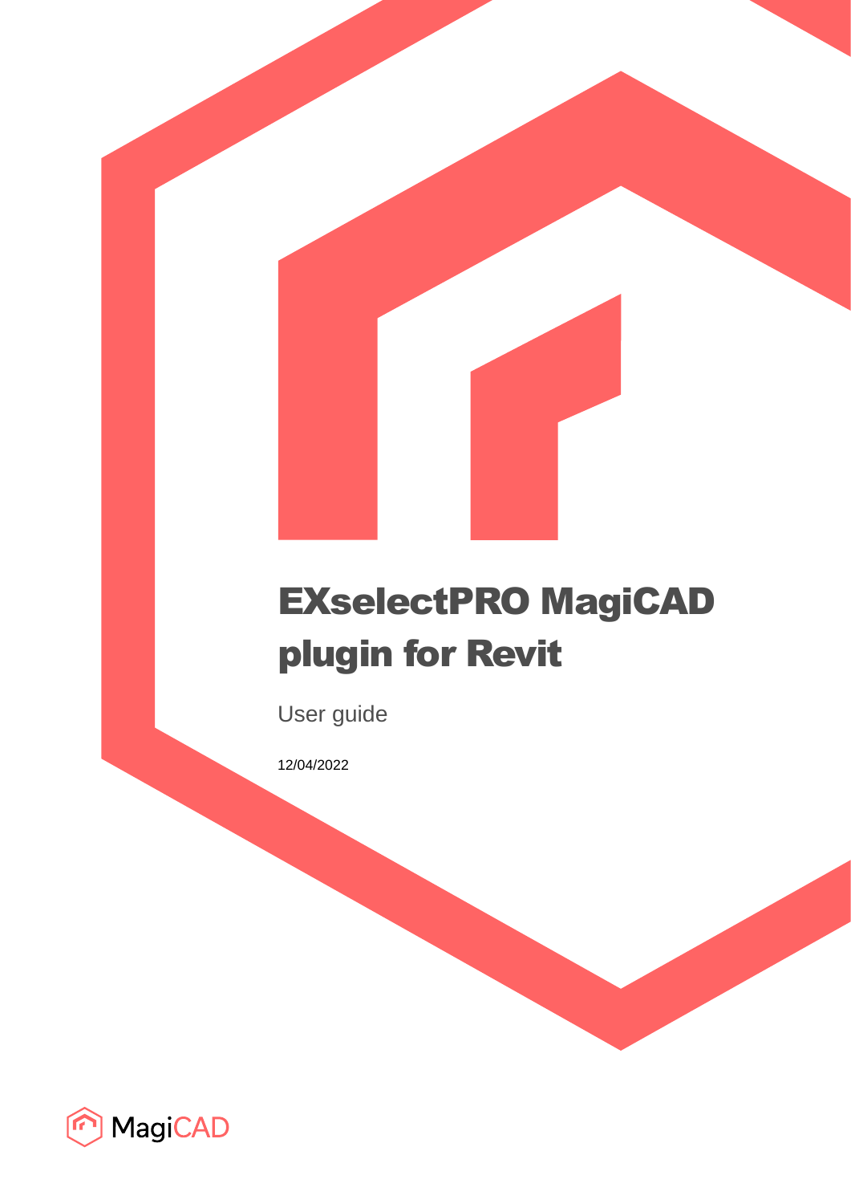# EXselectPRO MagiCAD plugin for Revit

User guide

12/04/2022

MagiCAD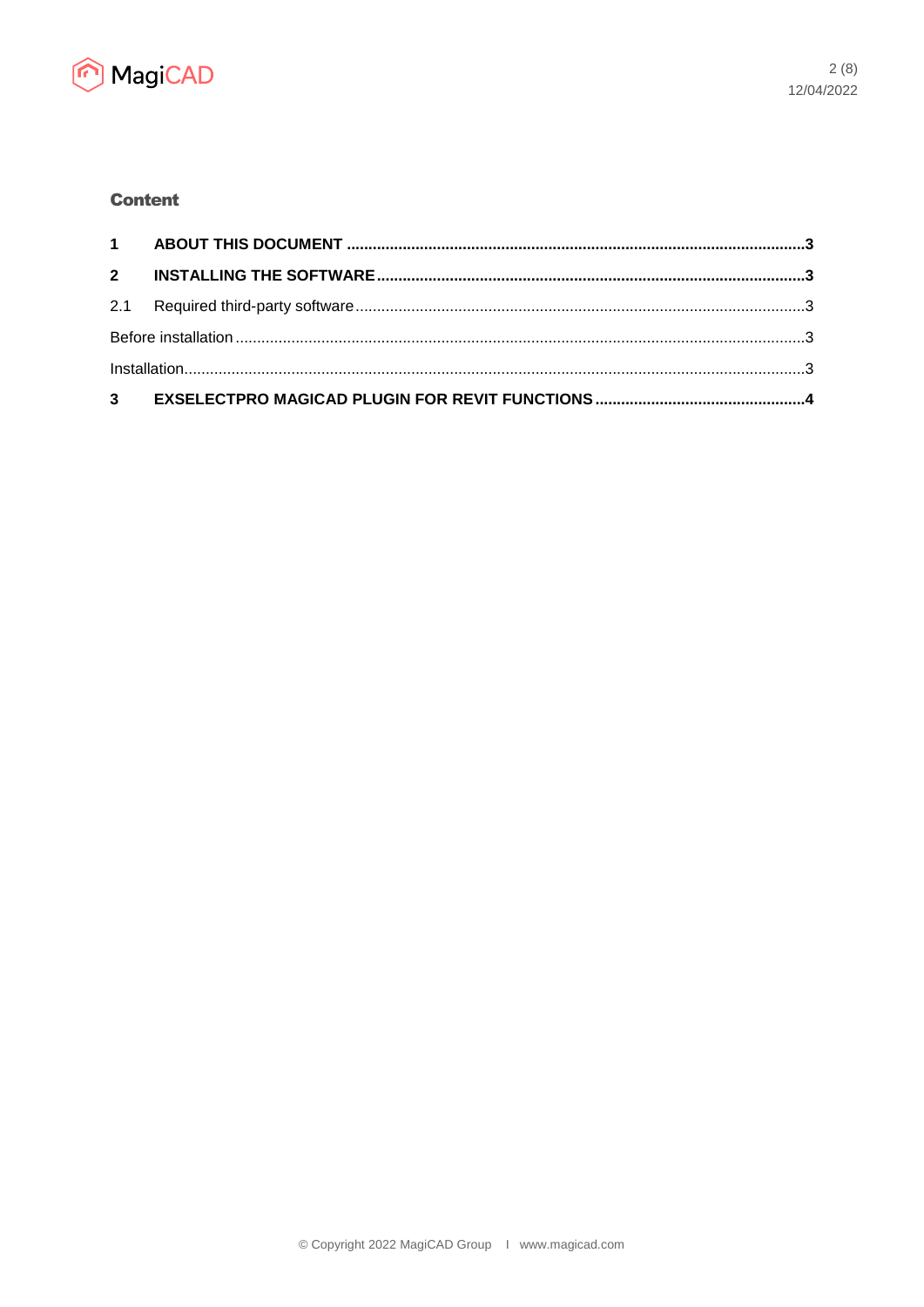## Content

**1 ABOUT THIS DOCUMENT ..........................................................................................................3**

**2 INSTALLING THE SOFTWARE..................................................................................................3**

2.1 Required third-party software........................................................................................................3

Before installation ....................................................................................................................................3

Installation..................................................................................................................................................3

**3 EXSELECTPRO MAGICAD PLUGIN FOR REVIT FUNCTIONS .................................................4**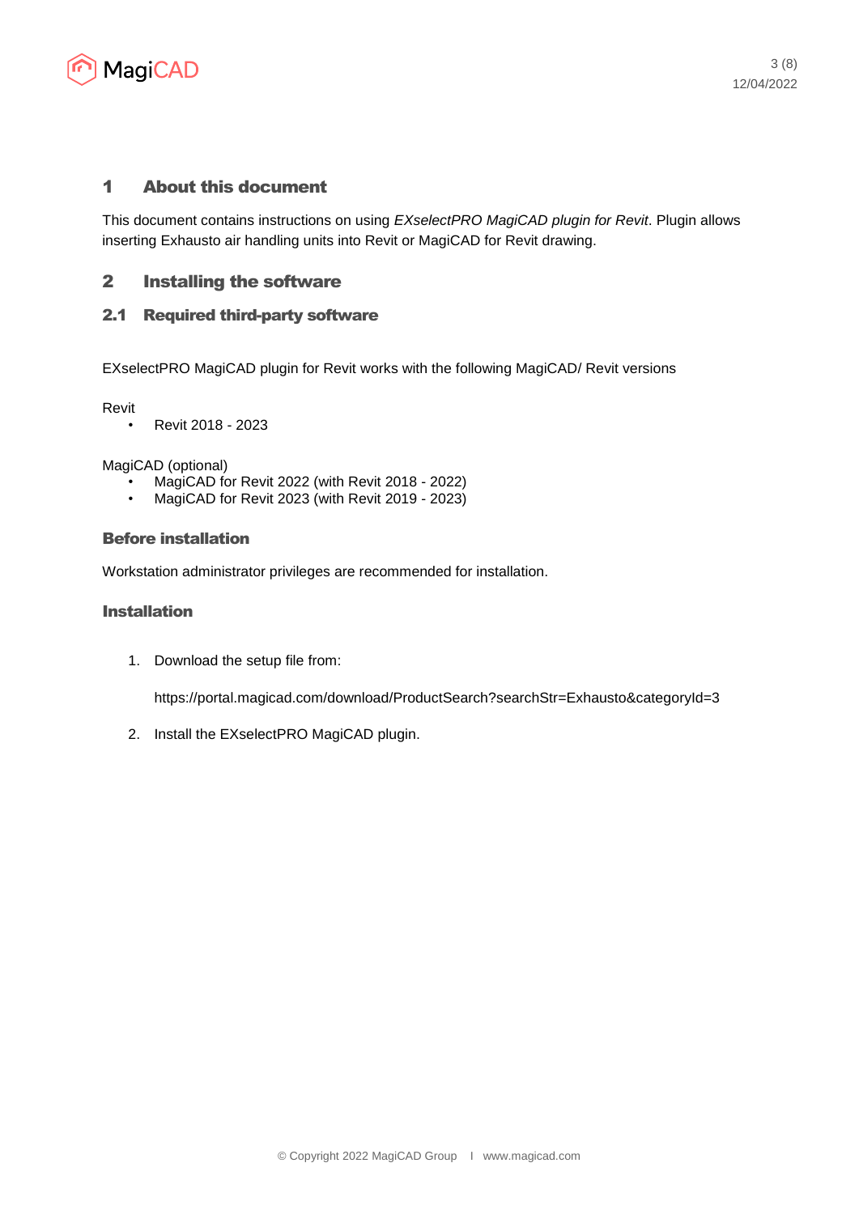# 1 About this document

This document contains instructions on using *EXselectPRO MagiCAD plugin for Revit*. Plugin allows inserting Exhausto air handling units into Revit or MagiCAD for Revit drawing.

# 2 Installing the software

## 2.1 Required third-party software

EXselectPRO MagiCAD plugin for Revit works with the following MagiCAD/ Revit versions

Revit

- Revit 2018 - 2023

MagiCAD (optional)

- MagiCAD for Revit 2022 (with Revit 2018 - 2022)
- MagiCAD for Revit 2023 (with Revit 2019 - 2023)

### Before installation

Workstation administrator privileges are recommended for installation.

### Installation

1. Download the setup file from:

   https://portal.magicad.com/download/ProductSearch?searchStr=Exhausto&categoryId=3

2. Install the EXselectPRO MagiCAD plugin.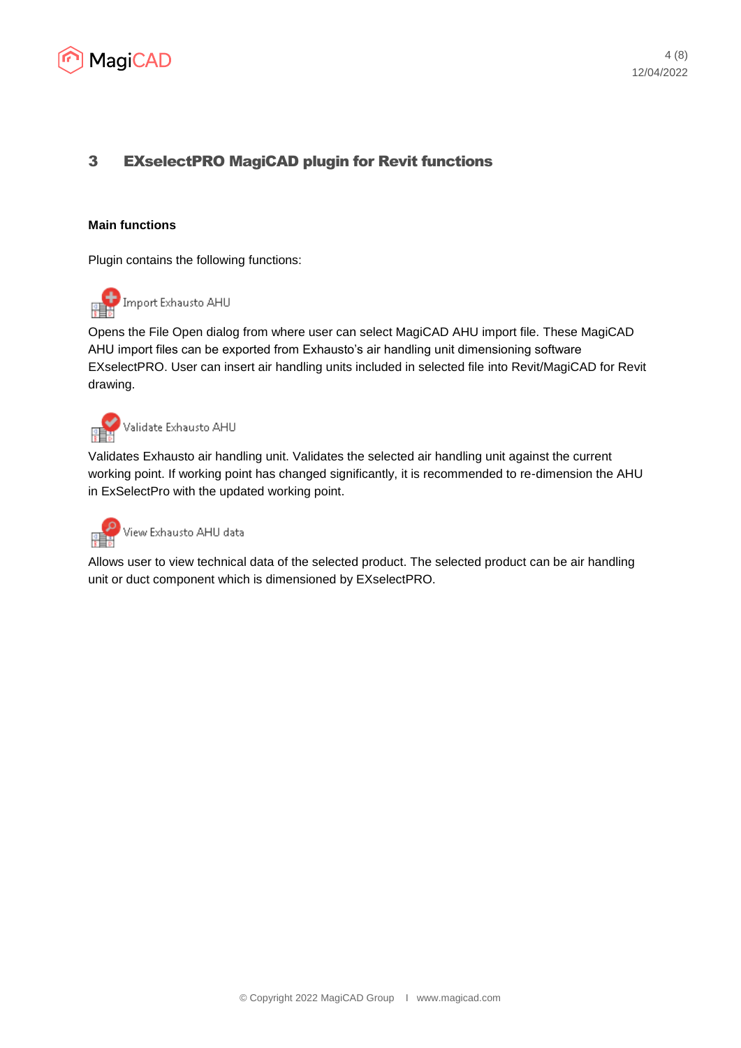# 3 EXselectPRO MagiCAD plugin for Revit functions

**Main functions**

Plugin contains the following functions:

Import Exhausto AHU

Opens the File Open dialog from where user can select MagiCAD AHU import file. These MagiCAD AHU import files can be exported from Exhausto's air handling unit dimensioning software EXselectPRO. User can insert air handling units included in selected file into Revit/MagiCAD for Revit drawing.

Validate Exhausto AHU

Validates Exhausto air handling unit. Validates the selected air handling unit against the current working point. If working point has changed significantly, it is recommended to re-dimension the AHU in ExSelectPro with the updated working point.

View Exhausto AHU data

Allows user to view technical data of the selected product. The selected product can be air handling unit or duct component which is dimensioned by EXselectPRO.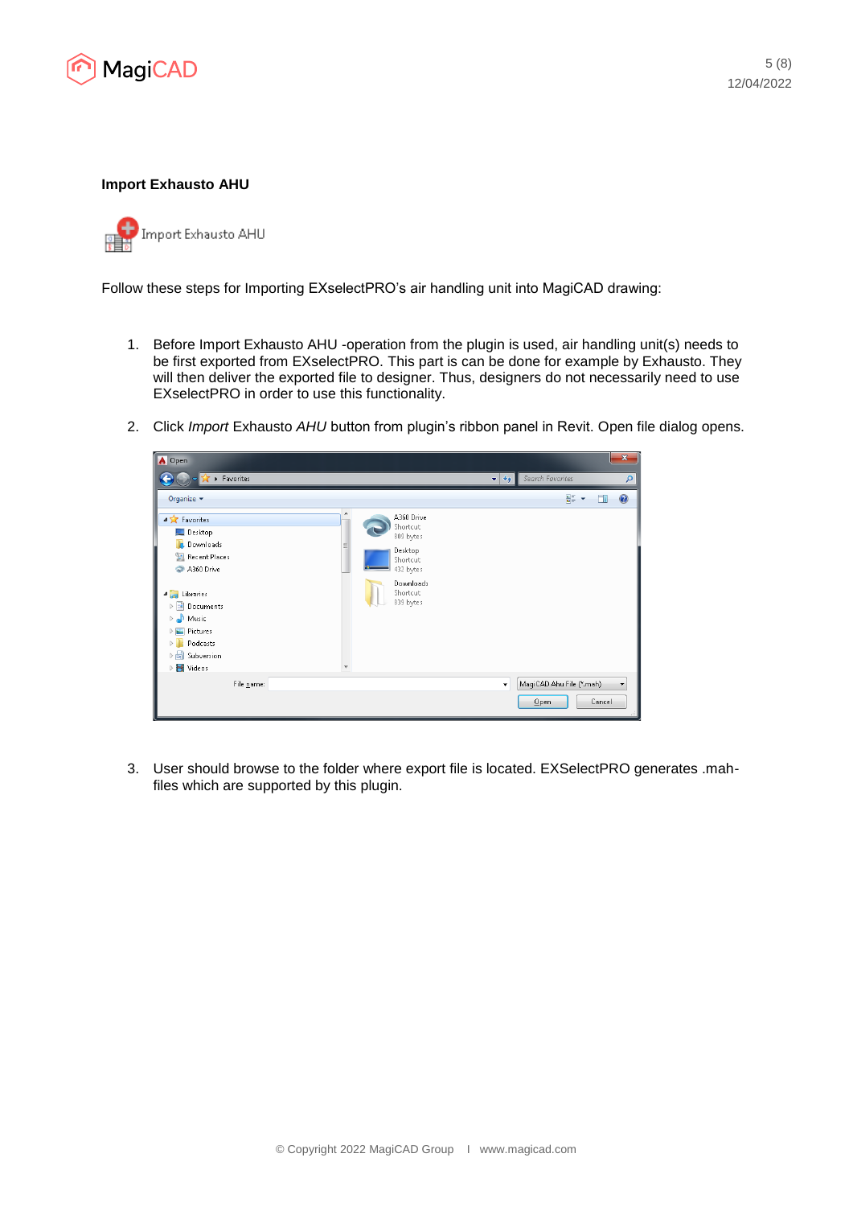**Import Exhausto AHU**

Import Exhausto AHU

Follow these steps for Importing EXselectPRO's air handling unit into MagiCAD drawing:

1. Before Import Exhausto AHU -operation from the plugin is used, air handling unit(s) needs to be first exported from EXselectPRO. This part is can be done for example by Exhausto. They will then deliver the exported file to designer. Thus, designers do not necessarily need to use EXselectPRO in order to use this functionality.

2. Click *Import* Exhausto *AHU* button from plugin's ribbon panel in Revit. Open file dialog opens.

3. User should browse to the folder where export file is located. EXSelectPRO generates .mah-files which are supported by this plugin.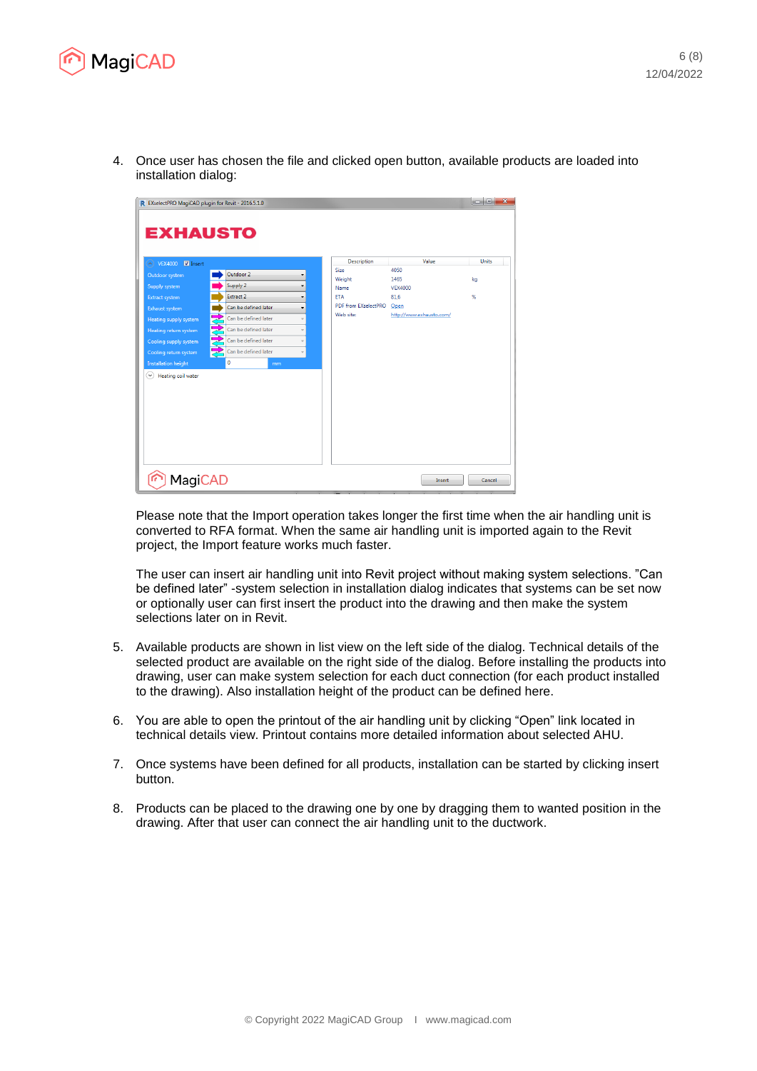4. Once user has chosen the file and clicked open button, available products are loaded into installation dialog:

   Please note that the Import operation takes longer the first time when the air handling unit is converted to RFA format. When the same air handling unit is imported again to the Revit project, the Import feature works much faster.

   The user can insert air handling unit into Revit project without making system selections. ”Can be defined later” -system selection in installation dialog indicates that systems can be set now or optionally user can first insert the product into the drawing and then make the system selections later on in Revit.

5. Available products are shown in list view on the left side of the dialog. Technical details of the selected product are available on the right side of the dialog. Before installing the products into drawing, user can make system selection for each duct connection (for each product installed to the drawing). Also installation height of the product can be defined here.

6. You are able to open the printout of the air handling unit by clicking “Open” link located in technical details view. Printout contains more detailed information about selected AHU.

7. Once systems have been defined for all products, installation can be started by clicking insert button.

8. Products can be placed to the drawing one by one by dragging them to wanted position in the drawing. After that user can connect the air handling unit to the ductwork.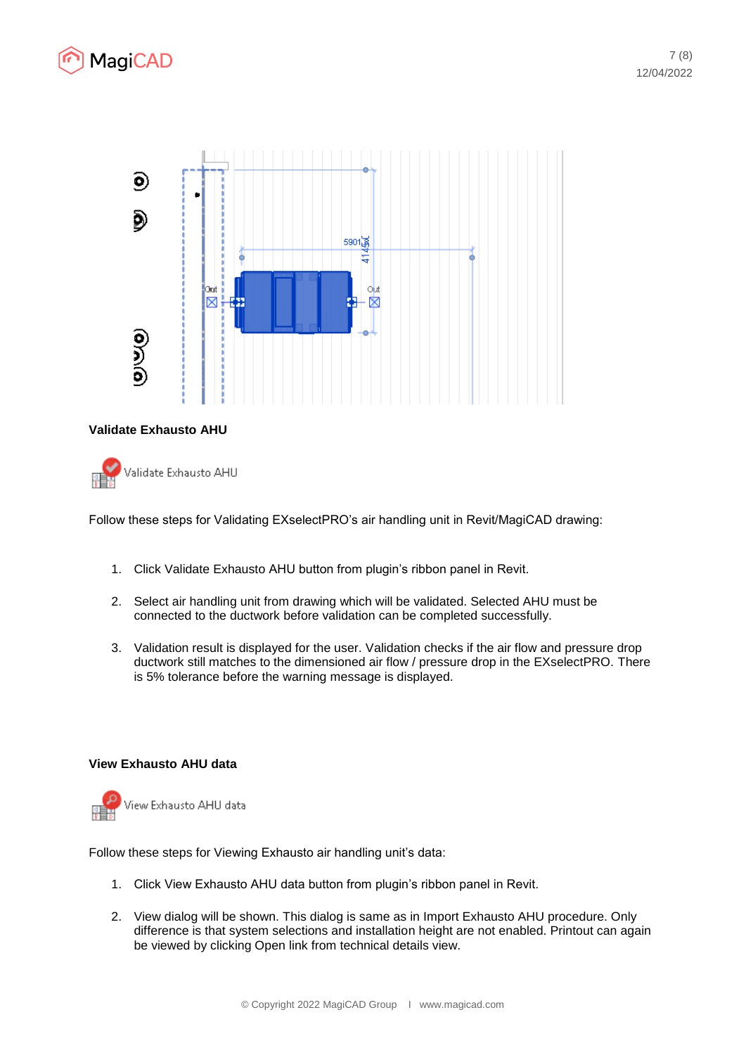### Validate Exhausto AHU

Validate Exhausto AHU

Follow these steps for Validating EXselectPRO's air handling unit in Revit/MagiCAD drawing:

1. Click Validate Exhausto AHU button from plugin's ribbon panel in Revit.
2. Select air handling unit from drawing which will be validated. Selected AHU must be connected to the ductwork before validation can be completed successfully.
3. Validation result is displayed for the user. Validation checks if the air flow and pressure drop ductwork still matches to the dimensioned air flow / pressure drop in the EXselectPRO. There is 5% tolerance before the warning message is displayed.

### View Exhausto AHU data

View Exhausto AHU data

Follow these steps for Viewing Exhausto air handling unit's data:

1. Click View Exhausto AHU data button from plugin's ribbon panel in Revit.
2. View dialog will be shown. This dialog is same as in Import Exhausto AHU procedure. Only difference is that system selections and installation height are not enabled. Printout can again be viewed by clicking Open link from technical details view.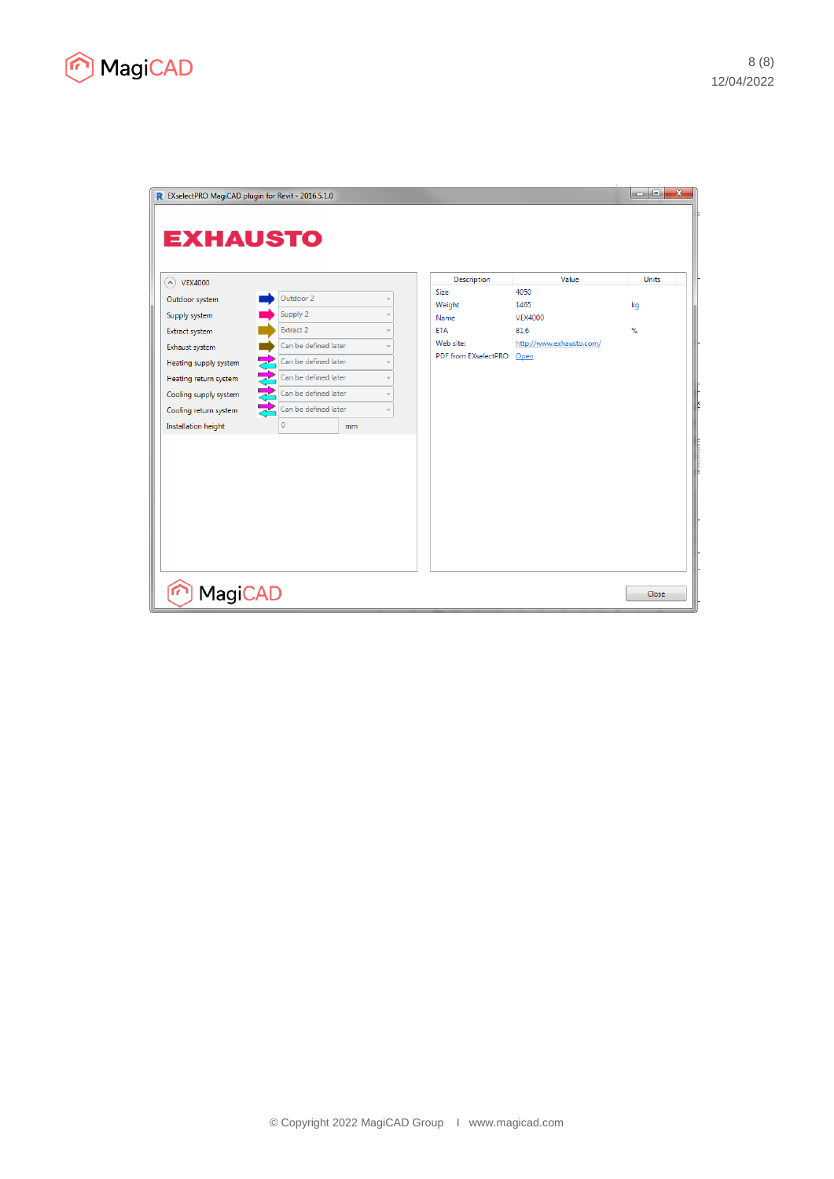EXselectPRO MagiCAD plugin for Revit - 2016.5.1.0

EXHAUSTO

VEX4000

| | |
|---|---|
| Outdoor system | Outdoor 2 |
| Supply system | Supply 2 |
| Extract system | Extract 2 |
| Exhaust system | Can be defined later |
| Heating supply system | Can be defined later |
| Heating return system | Can be defined later |
| Cooling supply system | Can be defined later |
| Cooling return system | Can be defined later |
| Installation height | 0 mm |

| Description | Value | Units |
|---|---|---|
| Size | 4050 | |
| Weight | 1465 | kg |
| Name | VEX4000 | |
| ETA | 81.6 | % |
| Web site: | http://www.exhausto.com/ | |
| PDF from EXselectPRO | Open | |

MagiCAD

Close